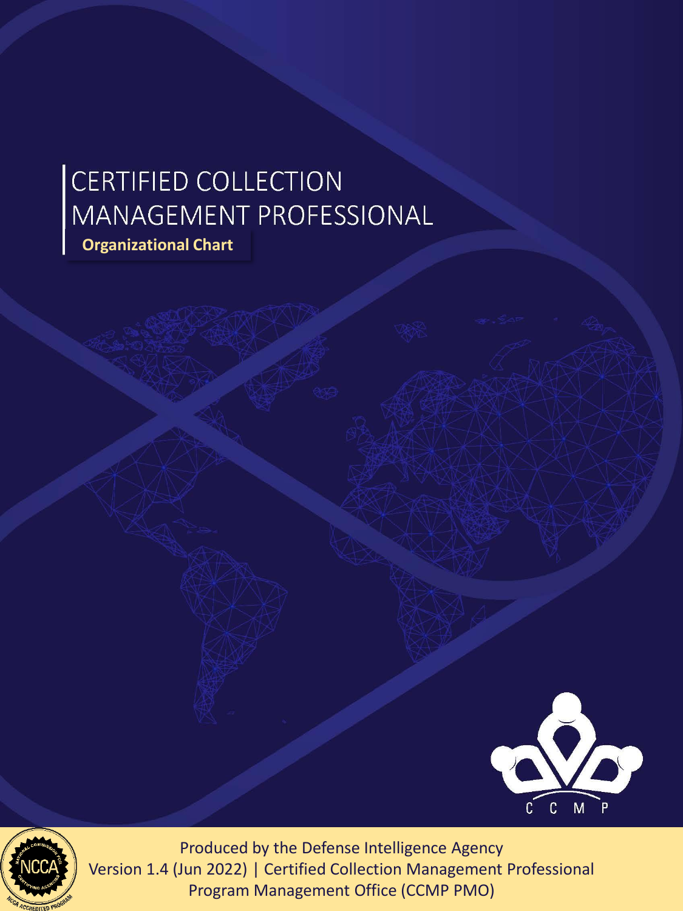# CERTIFIED COLLECTION MANAGEMENT PROFESSIONAL

**Organizational Chart**

C C M P

Produced by the Defense Intelligence Agency
Version 1.4 (Jun 2022) | Certified Collection Management Professional Program Management Office (CCMP PMO)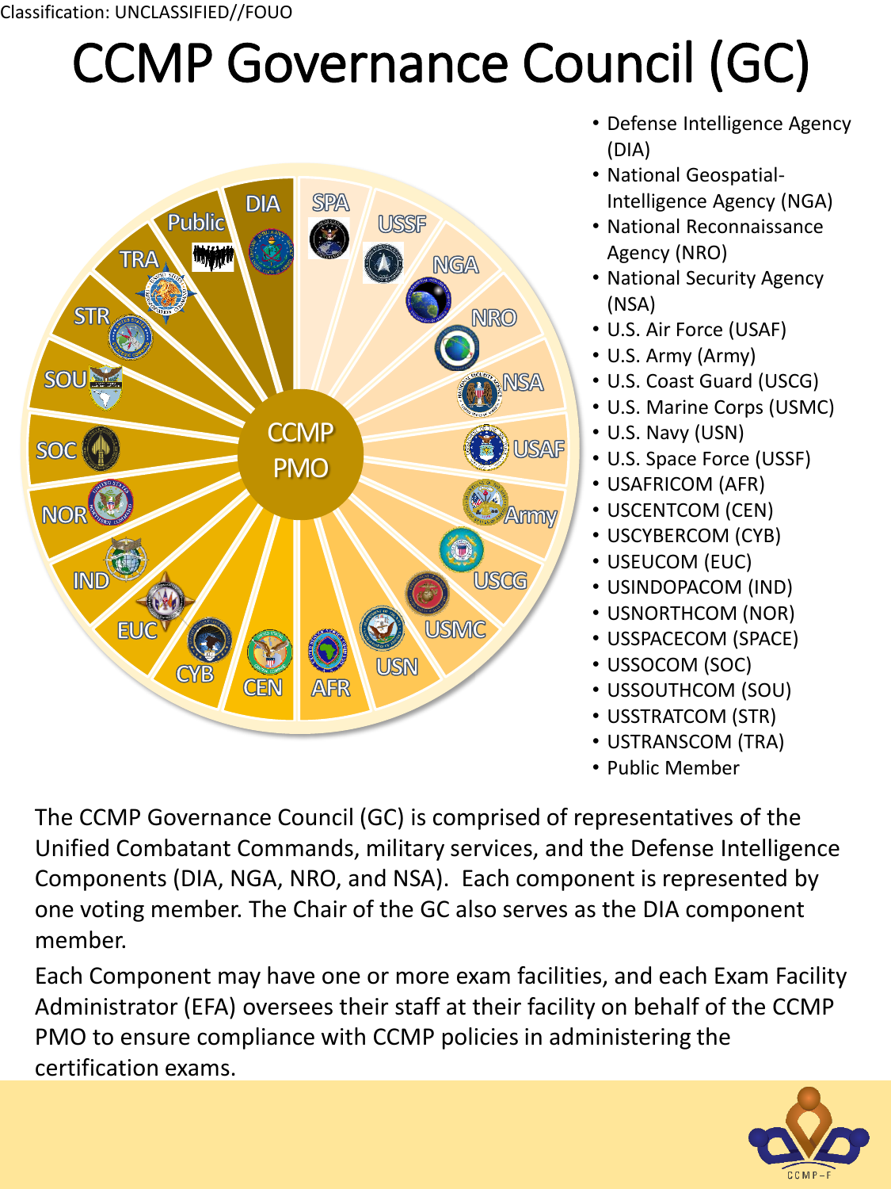Classification: UNCLASSIFIED//FOUO

# CCMP Governance Council (GC)

- Defense Intelligence Agency (DIA)
- National Geospatial-Intelligence Agency (NGA)
- National Reconnaissance Agency (NRO)
- National Security Agency (NSA)
- U.S. Air Force (USAF)
- U.S. Army (Army)
- U.S. Coast Guard (USCG)
- U.S. Marine Corps (USMC)
- U.S. Navy (USN)
- U.S. Space Force (USSF)
- USAFRICOM (AFR)
- USCENTCOM (CEN)
- USCYBERCOM (CYB)
- USEUCOM (EUC)
- USINDOPACOM (IND)
- USNORTHCOM (NOR)
- USSPACECOM (SPACE)
- USSOCOM (SOC)
- USSOUTHCOM (SOU)
- USSTRATCOM (STR)
- USTRANSCOM (TRA)
- Public Member

The CCMP Governance Council (GC) is comprised of representatives of the Unified Combatant Commands, military services, and the Defense Intelligence Components (DIA, NGA, NRO, and NSA). Each component is represented by one voting member. The Chair of the GC also serves as the DIA component member.

Each Component may have one or more exam facilities, and each Exam Facility Administrator (EFA) oversees their staff at their facility on behalf of the CCMP PMO to ensure compliance with CCMP policies in administering the certification exams.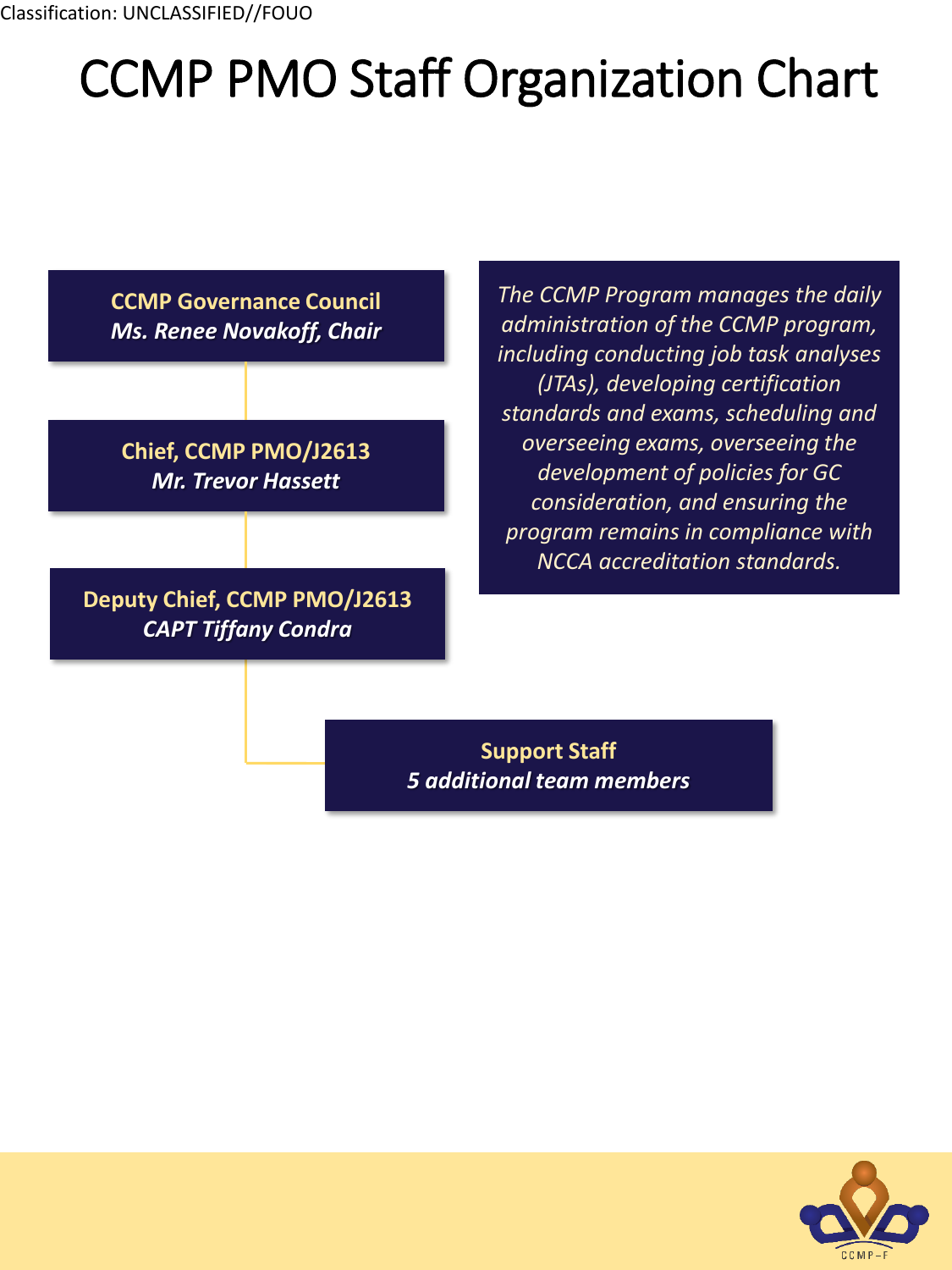Classification: UNCLASSIFIED//FOUO

# CCMP PMO Staff Organization Chart

**CCMP Governance Council**
***Ms. Renee Novakoff, Chair***

**Chief, CCMP PMO/J2613**
***Mr. Trevor Hassett***

**Deputy Chief, CCMP PMO/J2613**
***CAPT Tiffany Condra***

**Support Staff**
***5 additional team members***

*The CCMP Program manages the daily administration of the CCMP program, including conducting job task analyses (JTAs), developing certification standards and exams, scheduling and overseeing exams, overseeing the development of policies for GC consideration, and ensuring the program remains in compliance with NCCA accreditation standards.*

CCMP-F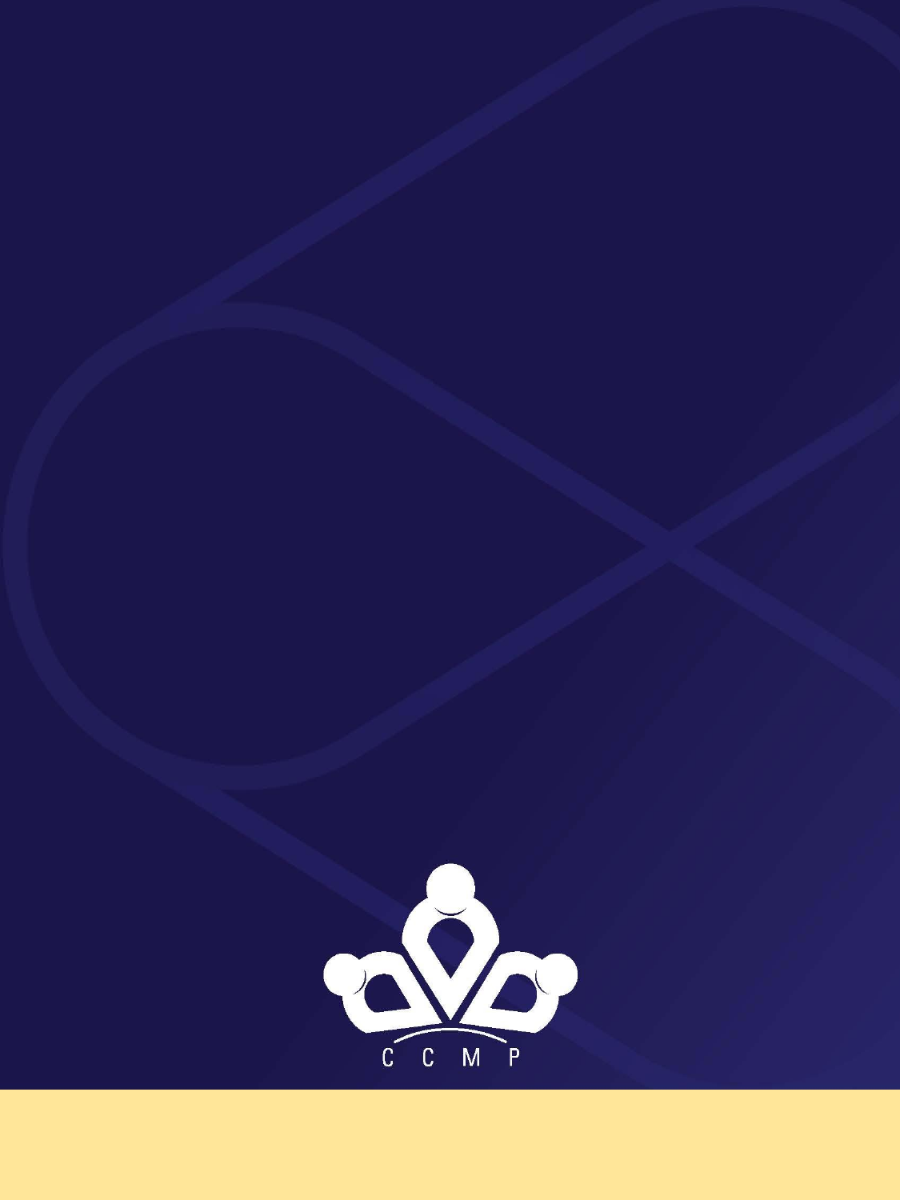C C M P